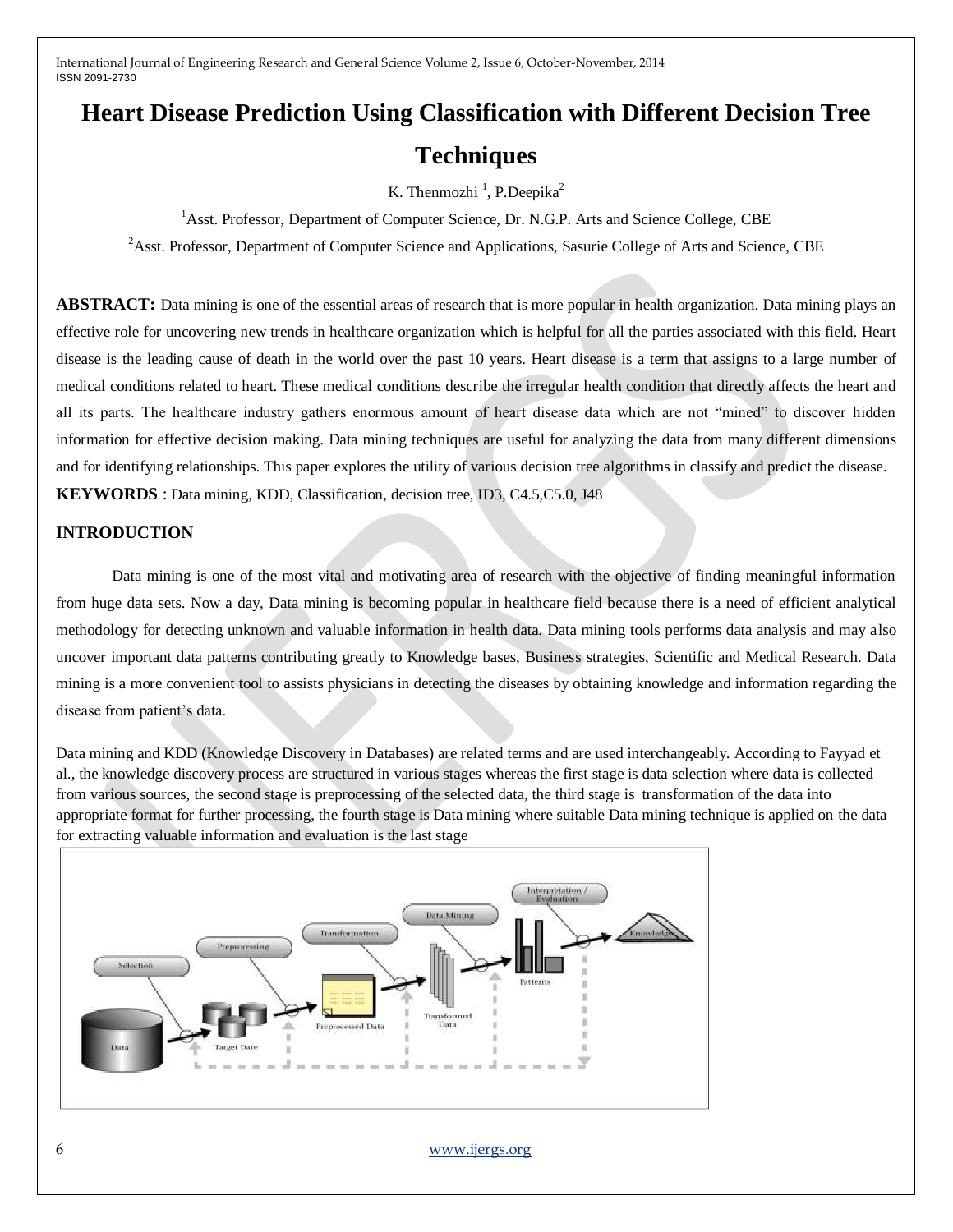# Heart Disease Prediction Using Classification with Different Decision Tree Techniques

K. Thenmozhi [1], P.Deepika[2]

[1]Asst. Professor, Department of Computer Science, Dr. N.G.P. Arts and Science College, CBE

[2]Asst. Professor, Department of Computer Science and Applications, Sasurie College of Arts and Science, CBE

**ABSTRACT:** Data mining is one of the essential areas of research that is more popular in health organization. Data mining plays an effective role for uncovering new trends in healthcare organization which is helpful for all the parties associated with this field. Heart disease is the leading cause of death in the world over the past 10 years. Heart disease is a term that assigns to a large number of medical conditions related to heart. These medical conditions describe the irregular health condition that directly affects the heart and all its parts. The healthcare industry gathers enormous amount of heart disease data which are not "mined" to discover hidden information for effective decision making. Data mining techniques are useful for analyzing the data from many different dimensions and for identifying relationships. This paper explores the utility of various decision tree algorithms in classify and predict the disease.

**KEYWORDS** : Data mining, KDD, Classification, decision tree, ID3, C4.5,C5.0, J48

## INTRODUCTION

Data mining is one of the most vital and motivating area of research with the objective of finding meaningful information from huge data sets. Now a day, Data mining is becoming popular in healthcare field because there is a need of efficient analytical methodology for detecting unknown and valuable information in health data. Data mining tools performs data analysis and may also uncover important data patterns contributing greatly to Knowledge bases, Business strategies, Scientific and Medical Research. Data mining is a more convenient tool to assists physicians in detecting the diseases by obtaining knowledge and information regarding the disease from patient's data.

Data mining and KDD (Knowledge Discovery in Databases) are related terms and are used interchangeably. According to Fayyad et al., the knowledge discovery process are structured in various stages whereas the first stage is data selection where data is collected from various sources, the second stage is preprocessing of the selected data, the third stage is transformation of the data into appropriate format for further processing, the fourth stage is Data mining where suitable Data mining technique is applied on the data for extracting valuable information and evaluation is the last stage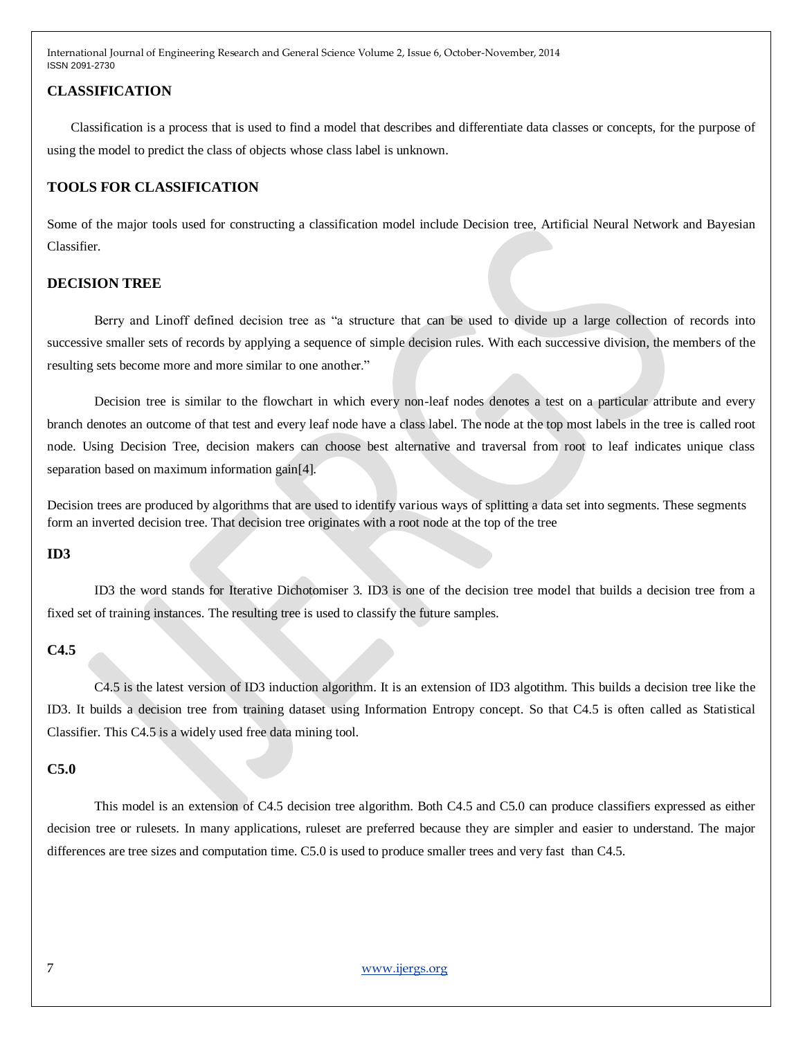## CLASSIFICATION

Classification is a process that is used to find a model that describes and differentiate data classes or concepts, for the purpose of using the model to predict the class of objects whose class label is unknown.

## TOOLS FOR CLASSIFICATION

Some of the major tools used for constructing a classification model include Decision tree, Artificial Neural Network and Bayesian Classifier.

## DECISION TREE

Berry and Linoff defined decision tree as "a structure that can be used to divide up a large collection of records into successive smaller sets of records by applying a sequence of simple decision rules. With each successive division, the members of the resulting sets become more and more similar to one another."

Decision tree is similar to the flowchart in which every non-leaf nodes denotes a test on a particular attribute and every branch denotes an outcome of that test and every leaf node have a class label. The node at the top most labels in the tree is called root node. Using Decision Tree, decision makers can choose best alternative and traversal from root to leaf indicates unique class separation based on maximum information gain[4].

Decision trees are produced by algorithms that are used to identify various ways of splitting a data set into segments. These segments form an inverted decision tree. That decision tree originates with a root node at the top of the tree

### ID3

ID3 the word stands for Iterative Dichotomiser 3. ID3 is one of the decision tree model that builds a decision tree from a fixed set of training instances. The resulting tree is used to classify the future samples.

### C4.5

C4.5 is the latest version of ID3 induction algorithm. It is an extension of ID3 algotithm. This builds a decision tree like the ID3. It builds a decision tree from training dataset using Information Entropy concept. So that C4.5 is often called as Statistical Classifier. This C4.5 is a widely used free data mining tool.

### C5.0

This model is an extension of C4.5 decision tree algorithm. Both C4.5 and C5.0 can produce classifiers expressed as either decision tree or rulesets. In many applications, ruleset are preferred because they are simpler and easier to understand. The major differences are tree sizes and computation time. C5.0 is used to produce smaller trees and very fast than C4.5.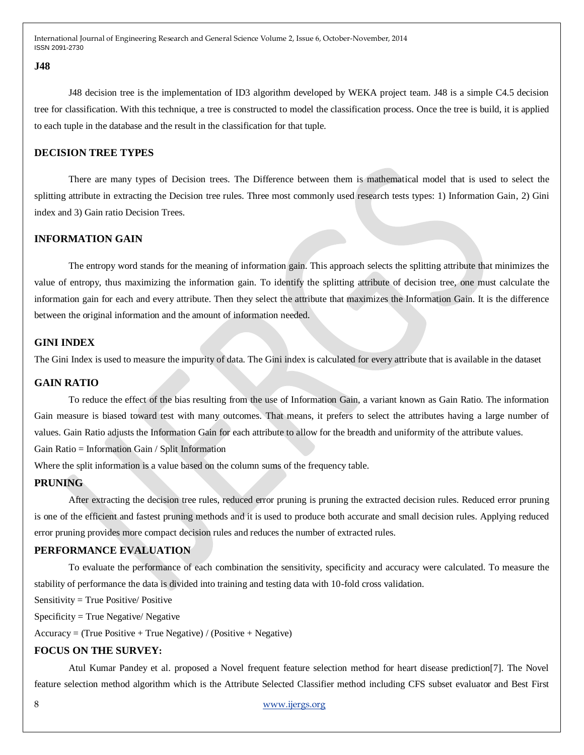## J48

J48 decision tree is the implementation of ID3 algorithm developed by WEKA project team. J48 is a simple C4.5 decision tree for classification. With this technique, a tree is constructed to model the classification process. Once the tree is build, it is applied to each tuple in the database and the result in the classification for that tuple.

## DECISION TREE TYPES

There are many types of Decision trees. The Difference between them is mathematical model that is used to select the splitting attribute in extracting the Decision tree rules. Three most commonly used research tests types: 1) Information Gain, 2) Gini index and 3) Gain ratio Decision Trees.

## INFORMATION GAIN

The entropy word stands for the meaning of information gain. This approach selects the splitting attribute that minimizes the value of entropy, thus maximizing the information gain. To identify the splitting attribute of decision tree, one must calculate the information gain for each and every attribute. Then they select the attribute that maximizes the Information Gain. It is the difference between the original information and the amount of information needed.

## GINI INDEX

The Gini Index is used to measure the impurity of data. The Gini index is calculated for every attribute that is available in the dataset

## GAIN RATIO

To reduce the effect of the bias resulting from the use of Information Gain, a variant known as Gain Ratio. The information Gain measure is biased toward test with many outcomes. That means, it prefers to select the attributes having a large number of values. Gain Ratio adjusts the Information Gain for each attribute to allow for the breadth and uniformity of the attribute values.

Gain Ratio = Information Gain / Split Information

Where the split information is a value based on the column sums of the frequency table.

## PRUNING

After extracting the decision tree rules, reduced error pruning is pruning the extracted decision rules. Reduced error pruning is one of the efficient and fastest pruning methods and it is used to produce both accurate and small decision rules. Applying reduced error pruning provides more compact decision rules and reduces the number of extracted rules.

## PERFORMANCE EVALUATION

To evaluate the performance of each combination the sensitivity, specificity and accuracy were calculated. To measure the stability of performance the data is divided into training and testing data with 10-fold cross validation.

Sensitivity = True Positive/ Positive

Specificity = True Negative/ Negative

Accuracy = (True Positive + True Negative) / (Positive + Negative)

## FOCUS ON THE SURVEY:

Atul Kumar Pandey et al. proposed a Novel frequent feature selection method for heart disease prediction[7]. The Novel feature selection method algorithm which is the Attribute Selected Classifier method including CFS subset evaluator and Best First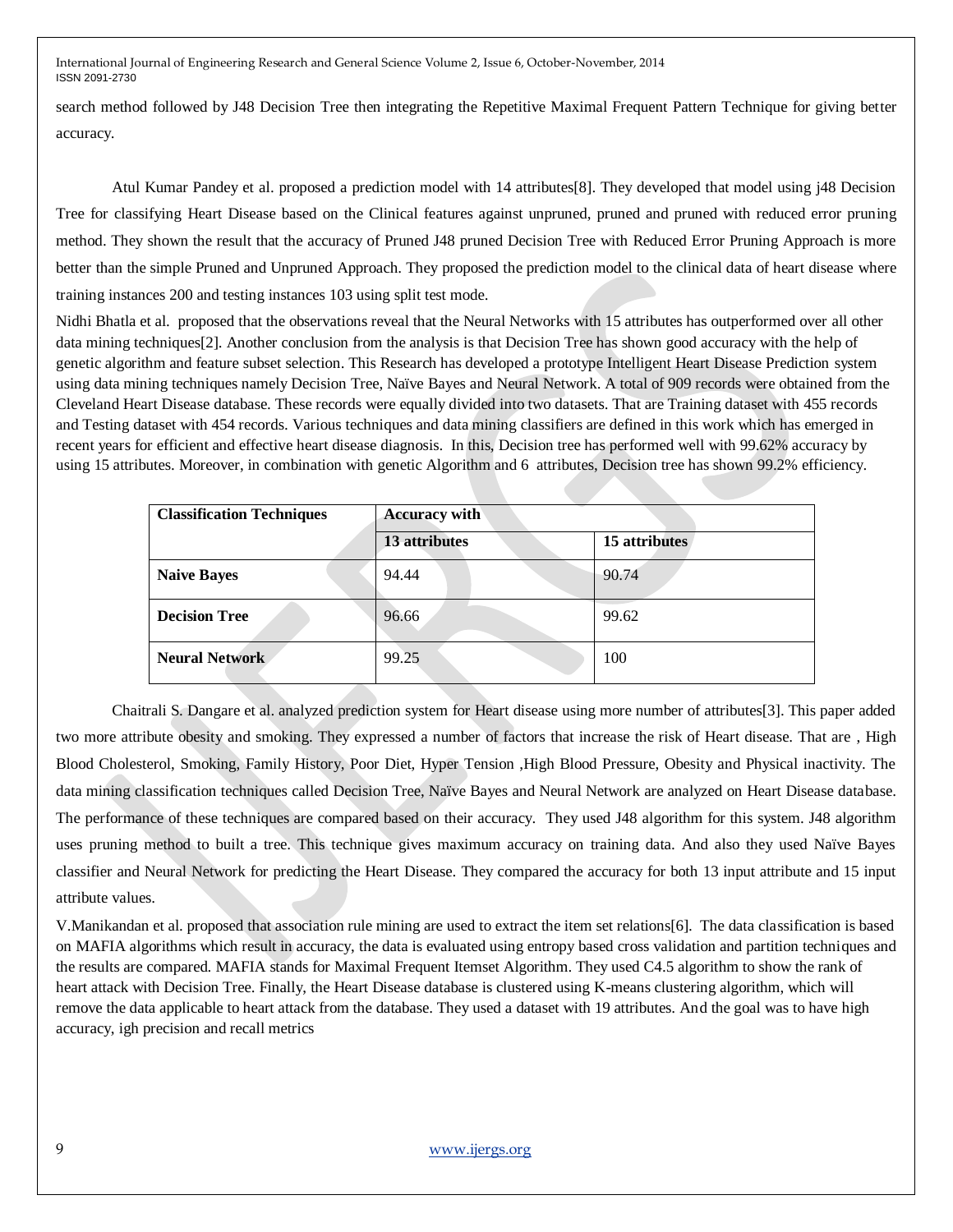search method followed by J48 Decision Tree then integrating the Repetitive Maximal Frequent Pattern Technique for giving better accuracy.

Atul Kumar Pandey et al. proposed a prediction model with 14 attributes[8]. They developed that model using j48 Decision Tree for classifying Heart Disease based on the Clinical features against unpruned, pruned and pruned with reduced error pruning method. They shown the result that the accuracy of Pruned J48 pruned Decision Tree with Reduced Error Pruning Approach is more better than the simple Pruned and Unpruned Approach. They proposed the prediction model to the clinical data of heart disease where training instances 200 and testing instances 103 using split test mode.

Nidhi Bhatla et al. proposed that the observations reveal that the Neural Networks with 15 attributes has outperformed over all other data mining techniques[2]. Another conclusion from the analysis is that Decision Tree has shown good accuracy with the help of genetic algorithm and feature subset selection. This Research has developed a prototype Intelligent Heart Disease Prediction system using data mining techniques namely Decision Tree, Naïve Bayes and Neural Network. A total of 909 records were obtained from the Cleveland Heart Disease database. These records were equally divided into two datasets. That are Training dataset with 455 records and Testing dataset with 454 records. Various techniques and data mining classifiers are defined in this work which has emerged in recent years for efficient and effective heart disease diagnosis. In this, Decision tree has performed well with 99.62% accuracy by using 15 attributes. Moreover, in combination with genetic Algorithm and 6 attributes, Decision tree has shown 99.2% efficiency.

| **Classification Techniques** | **Accuracy with** | |
|---|---|---|
| | **13 attributes** | **15 attributes** |
| **Naive Bayes** | 94.44 | 90.74 |
| **Decision Tree** | 96.66 | 99.62 |
| **Neural Network** | 99.25 | 100 |

Chaitrali S. Dangare et al. analyzed prediction system for Heart disease using more number of attributes[3]. This paper added two more attribute obesity and smoking. They expressed a number of factors that increase the risk of Heart disease. That are , High Blood Cholesterol, Smoking, Family History, Poor Diet, Hyper Tension ,High Blood Pressure, Obesity and Physical inactivity. The data mining classification techniques called Decision Tree, Naïve Bayes and Neural Network are analyzed on Heart Disease database. The performance of these techniques are compared based on their accuracy. They used J48 algorithm for this system. J48 algorithm uses pruning method to built a tree. This technique gives maximum accuracy on training data. And also they used Naïve Bayes classifier and Neural Network for predicting the Heart Disease. They compared the accuracy for both 13 input attribute and 15 input attribute values.

V.Manikandan et al. proposed that association rule mining are used to extract the item set relations[6]. The data classification is based on MAFIA algorithms which result in accuracy, the data is evaluated using entropy based cross validation and partition techniques and the results are compared. MAFIA stands for Maximal Frequent Itemset Algorithm. They used C4.5 algorithm to show the rank of heart attack with Decision Tree. Finally, the Heart Disease database is clustered using K-means clustering algorithm, which will remove the data applicable to heart attack from the database. They used a dataset with 19 attributes. And the goal was to have high accuracy, igh precision and recall metrics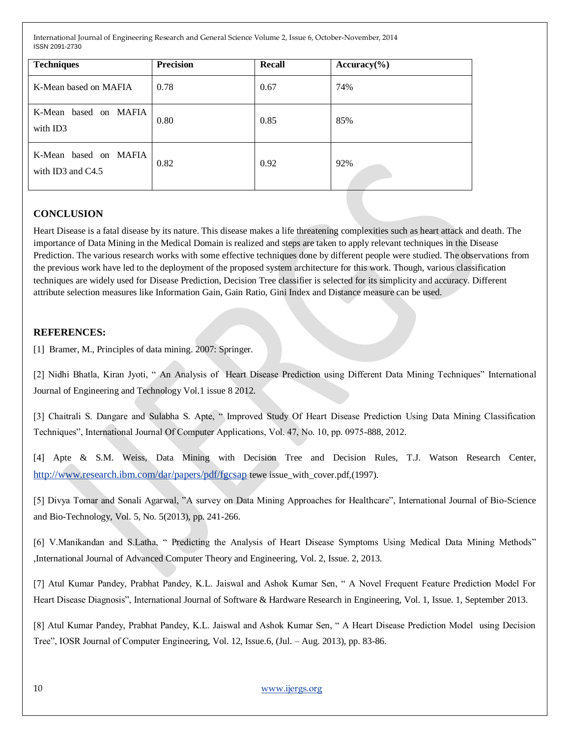| Techniques | Precision | Recall | Accuracy(%) |
|---|---|---|---|
| K-Mean based on MAFIA | 0.78 | 0.67 | 74% |
| K-Mean based on MAFIA with ID3 | 0.80 | 0.85 | 85% |
| K-Mean based on MAFIA with ID3 and C4.5 | 0.82 | 0.92 | 92% |

## CONCLUSION

Heart Disease is a fatal disease by its nature. This disease makes a life threatening complexities such as heart attack and death. The importance of Data Mining in the Medical Domain is realized and steps are taken to apply relevant techniques in the Disease Prediction. The various research works with some effective techniques done by different people were studied. The observations from the previous work have led to the deployment of the proposed system architecture for this work. Though, various classification techniques are widely used for Disease Prediction, Decision Tree classifier is selected for its simplicity and accuracy. Different attribute selection measures like Information Gain, Gain Ratio, Gini Index and Distance measure can be used.

## REFERENCES:

[1] Bramer, M., Principles of data mining. 2007: Springer.

[2] Nidhi Bhatla, Kiran Jyoti, " An Analysis of Heart Disease Prediction using Different Data Mining Techniques" International Journal of Engineering and Technology Vol.1 issue 8 2012.

[3] Chaitrali S. Dangare and Sulabha S. Apte, " Improved Study Of Heart Disease Prediction Using Data Mining Classification Techniques", International Journal Of Computer Applications, Vol. 47, No. 10, pp. 0975-888, 2012.

[4] Apte & S.M. Weiss, Data Mining with Decision Tree and Decision Rules, T.J. Watson Research Center, http://www.research.ibm.com/dar/papers/pdf/fgcsap tewe issue_with_cover.pdf,(1997).

[5] Divya Tomar and Sonali Agarwal, "A survey on Data Mining Approaches for Healthcare", International Journal of Bio-Science and Bio-Technology, Vol. 5, No. 5(2013), pp. 241-266.

[6] V.Manikandan and S.Latha, " Predicting the Analysis of Heart Disease Symptoms Using Medical Data Mining Methods" ,International Journal of Advanced Computer Theory and Engineering, Vol. 2, Issue. 2, 2013.

[7] Atul Kumar Pandey, Prabhat Pandey, K.L. Jaiswal and Ashok Kumar Sen, " A Novel Frequent Feature Prediction Model For Heart Disease Diagnosis", International Journal of Software & Hardware Research in Engineering, Vol. 1, Issue. 1, September 2013.

[8] Atul Kumar Pandey, Prabhat Pandey, K.L. Jaiswal and Ashok Kumar Sen, " A Heart Disease Prediction Model using Decision Tree", IOSR Journal of Computer Engineering, Vol. 12, Issue.6, (Jul. – Aug. 2013), pp. 83-86.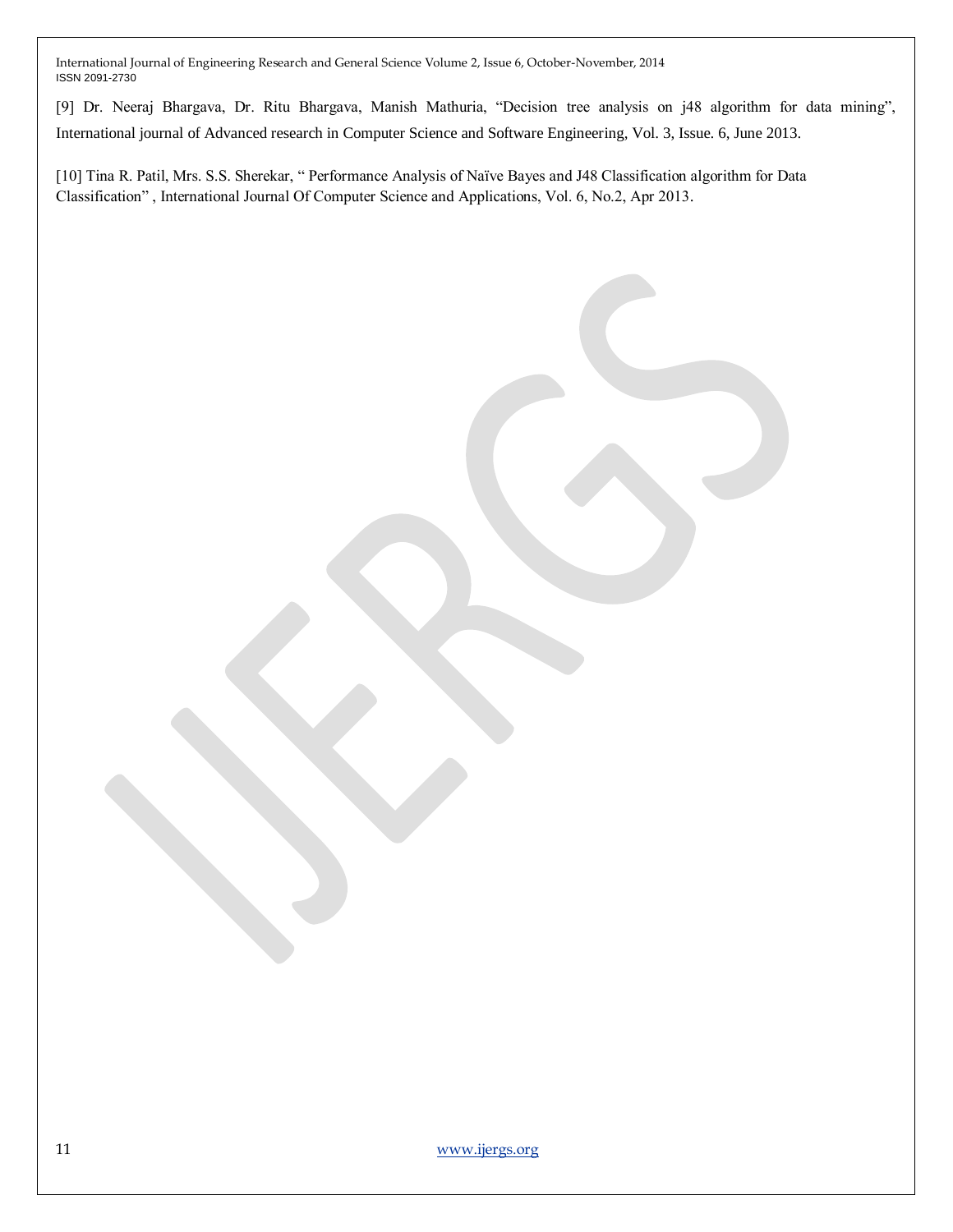[9] Dr. Neeraj Bhargava, Dr. Ritu Bhargava, Manish Mathuria, "Decision tree analysis on j48 algorithm for data mining", International journal of Advanced research in Computer Science and Software Engineering, Vol. 3, Issue. 6, June 2013.

[10] Tina R. Patil, Mrs. S.S. Sherekar, " Performance Analysis of Naïve Bayes and J48 Classification algorithm for Data Classification" , International Journal Of Computer Science and Applications, Vol. 6, No.2, Apr 2013.